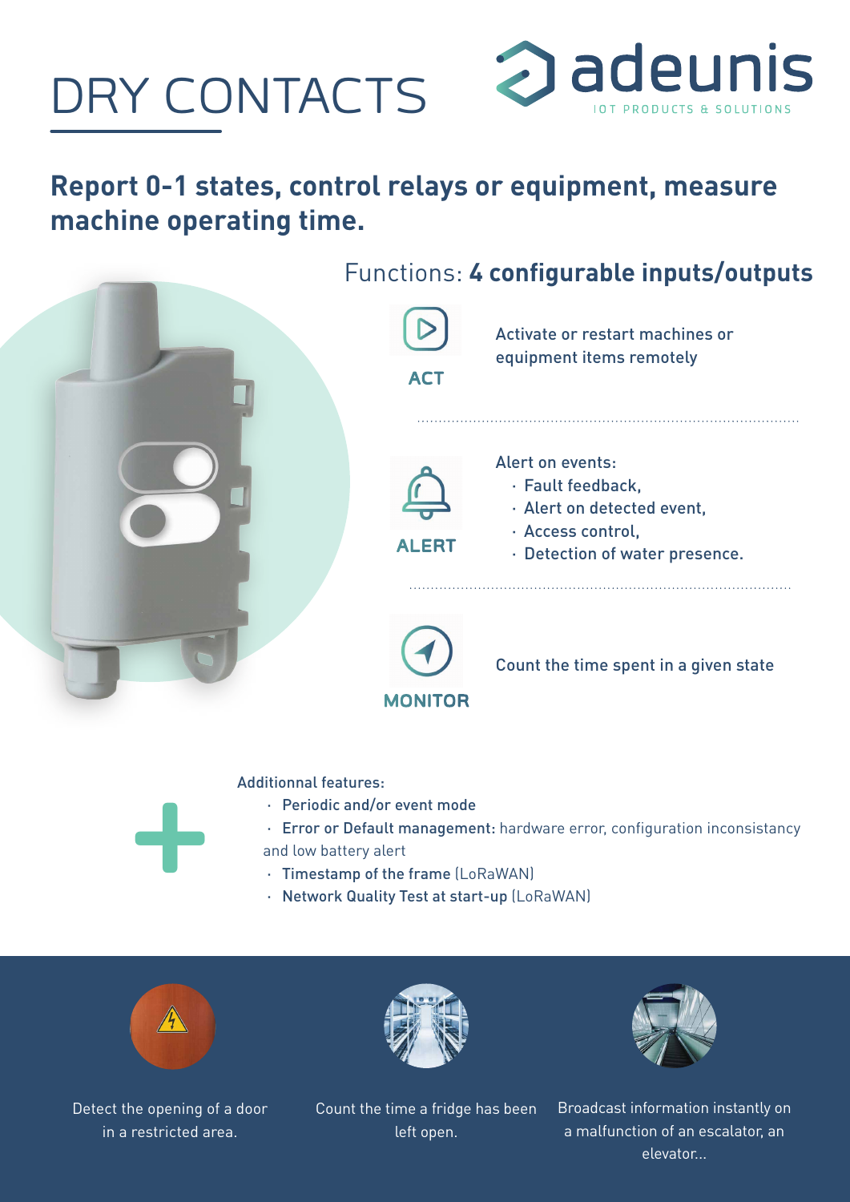# DRY CONTACTS

adeunis
IOT PRODUCTS & SOLUTIONS

## Report 0-1 states, control relays or equipment, measure machine operating time.

### Functions: **4 configurable inputs/outputs**

**ACT**

Activate or restart machines or equipment items remotely

**ALERT**

Alert on events:

- Fault feedback,
- Alert on detected event,
- Access control,
- Detection of water presence.

**MONITOR**

Count the time spent in a given state

Additionnal features:

- **Periodic and/or event mode**
- **Error or Default management:** hardware error, configuration inconsistancy and low battery alert
- **Timestamp of the frame** (LoRaWAN)
- **Network Quality Test at start-up** (LoRaWAN)

Detect the opening of a door in a restricted area.

Count the time a fridge has been left open.

Broadcast information instantly on a malfunction of an escalator, an elevator...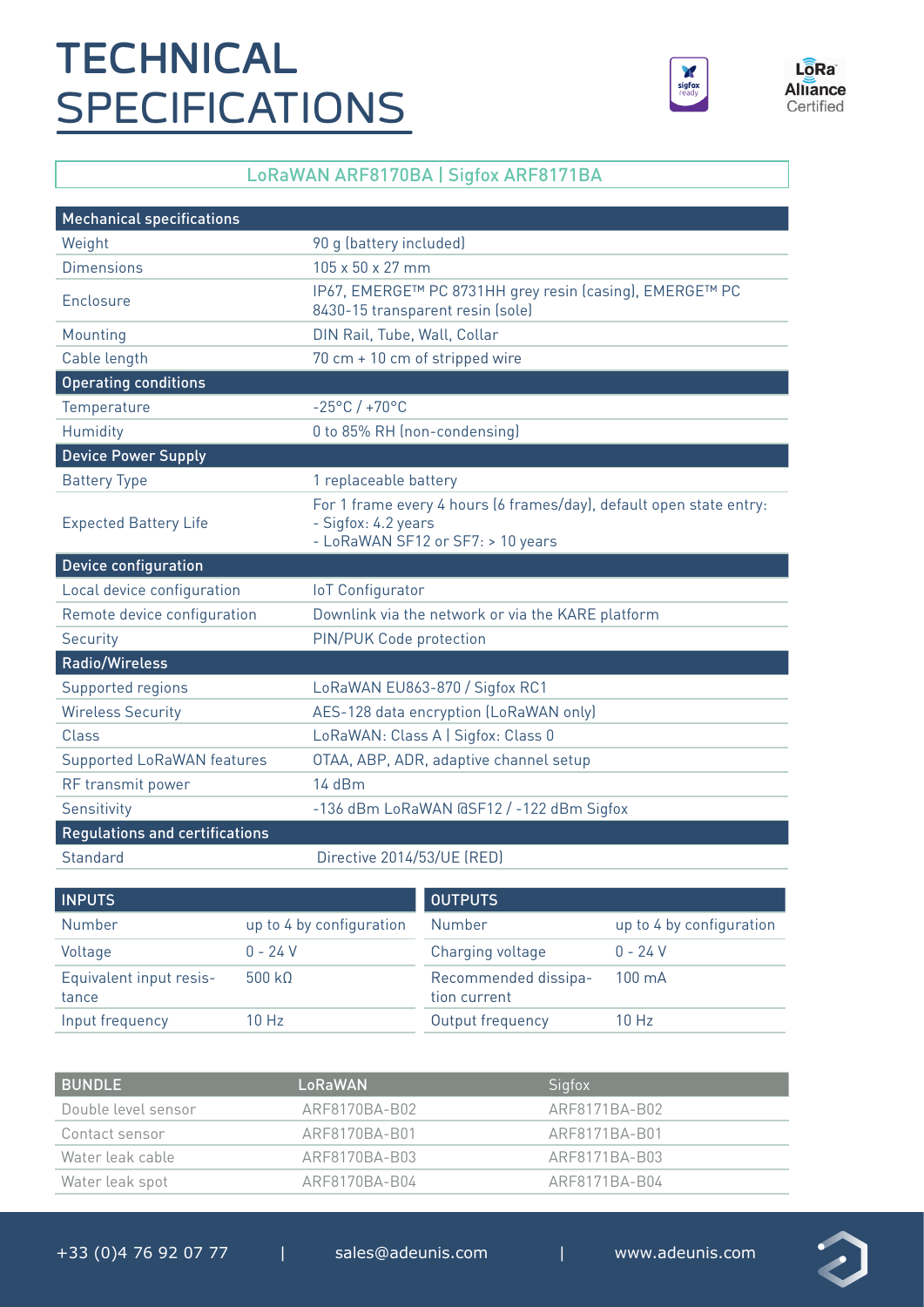# TECHNICAL SPECIFICATIONS

LoRa Alliance Certified

## LoRaWAN ARF8170BA | Sigfox ARF8171BA

| | |
|---|---|
| **Mechanical specifications** | |
| Weight | 90 g (battery included) |
| Dimensions | 105 x 50 x 27 mm |
| Enclosure | IP67, EMERGE™ PC 8731HH grey resin (casing), EMERGE™ PC 8430-15 transparent resin (sole) |
| Mounting | DIN Rail, Tube, Wall, Collar |
| Cable length | 70 cm + 10 cm of stripped wire |
| **Operating conditions** | |
| Temperature | -25°C / +70°C |
| Humidity | 0 to 85% RH (non-condensing) |
| **Device Power Supply** | |
| Battery Type | 1 replaceable battery |
| Expected Battery Life | For 1 frame every 4 hours (6 frames/day), default open state entry:<br>- Sigfox: 4.2 years<br>- LoRaWAN SF12 or SF7: > 10 years |
| **Device configuration** | |
| Local device configuration | IoT Configurator |
| Remote device configuration | Downlink via the network or via the KARE platform |
| Security | PIN/PUK Code protection |
| **Radio/Wireless** | |
| Supported regions | LoRaWAN EU863-870 / Sigfox RC1 |
| Wireless Security | AES-128 data encryption (LoRaWAN only) |
| Class | LoRaWAN: Class A \| Sigfox: Class 0 |
| Supported LoRaWAN features | OTAA, ABP, ADR, adaptive channel setup |
| RF transmit power | 14 dBm |
| Sensitivity | -136 dBm LoRaWAN @SF12 / -122 dBm Sigfox |
| **Regulations and certifications** | |
| Standard | Directive 2014/53/UE (RED) |

| INPUTS | |
|---|---|
| Number | up to 4 by configuration |
| Voltage | 0 - 24 V |
| Equivalent input resistance | 500 kΩ |
| Input frequency | 10 Hz |

| OUTPUTS | |
|---|---|
| Number | up to 4 by configuration |
| Charging voltage | 0 - 24 V |
| Recommended dissipation current | 100 mA |
| Output frequency | 10 Hz |

| BUNDLE | LoRaWAN | Sigfox |
|---|---|---|
| Double level sensor | ARF8170BA-B02 | ARF8171BA-B02 |
| Contact sensor | ARF8170BA-B01 | ARF8171BA-B01 |
| Water leak cable | ARF8170BA-B03 | ARF8171BA-B03 |
| Water leak spot | ARF8170BA-B04 | ARF8171BA-B04 |

+33 (0)4 76 92 07 77 | sales@adeunis.com | www.adeunis.com